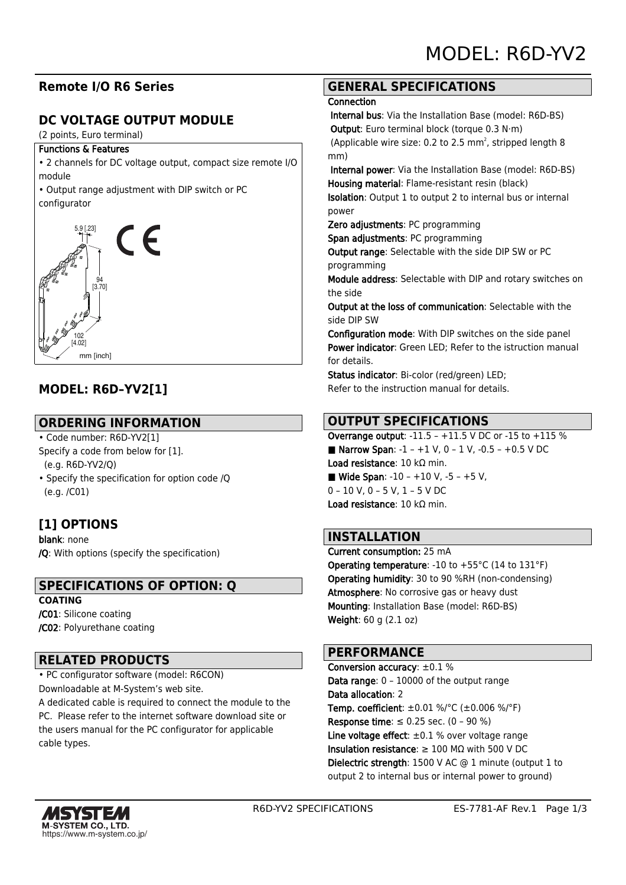# MODEL: R6D-YV2

## Remote I/O R6 Series

## DC VOLTAGE OUTPUT MODULE

(2 points, Euro terminal)

Functions & Features

- 2 channels for DC voltage output, compact size remote I/O module
- Output range adjustment with DIP switch or PC configurator

5.9 [.23]

94
[3.70]

102
[4.02]

mm [inch]

## MODEL: R6D–YV2[1]

## ORDERING INFORMATION

- Code number: R6D-YV2[1]

Specify a code from below for [1].
(e.g. R6D-YV2/Q)

- Specify the specification for option code /Q
(e.g. /C01)

## [1] OPTIONS

**blank**: none
**/Q**: With options (specify the specification)

## SPECIFICATIONS OF OPTION: Q

**COATING**
**/C01**: Silicone coating
**/C02**: Polyurethane coating

## RELATED PRODUCTS

- PC configurator software (model: R6CON)

Downloadable at M-System's web site.
A dedicated cable is required to connect the module to the PC. Please refer to the internet software download site or the users manual for the PC configurator for applicable cable types.

## GENERAL SPECIFICATIONS

**Connection**
**Internal bus**: Via the Installation Base (model: R6D-BS)
**Output**: Euro terminal block (torque 0.3 N·m)
(Applicable wire size: 0.2 to 2.5 mm$^2$, stripped length 8 mm)
**Internal power**: Via the Installation Base (model: R6D-BS)
**Housing material**: Flame-resistant resin (black)
**Isolation**: Output 1 to output 2 to internal bus or internal power
**Zero adjustments**: PC programming
**Span adjustments**: PC programming
**Output range**: Selectable with the side DIP SW or PC programming
**Module address**: Selectable with DIP and rotary switches on the side
**Output at the loss of communication**: Selectable with the side DIP SW
**Configuration mode**: With DIP switches on the side panel
**Power indicator**: Green LED; Refer to the istruction manual for details.
**Status indicator**: Bi-color (red/green) LED;
Refer to the instruction manual for details.

## OUTPUT SPECIFICATIONS

**Overrange output**: -11.5 – +11.5 V DC or -15 to +115 %
■ **Narrow Span**: -1 – +1 V, 0 – 1 V, -0.5 – +0.5 V DC
**Load resistance**: 10 kΩ min.
■ **Wide Span**: -10 – +10 V, -5 – +5 V,
0 – 10 V, 0 – 5 V, 1 – 5 V DC
**Load resistance**: 10 kΩ min.

## INSTALLATION

**Current consumption:** 25 mA
**Operating temperature**: -10 to +55°C (14 to 131°F)
**Operating humidity**: 30 to 90 %RH (non-condensing)
**Atmosphere**: No corrosive gas or heavy dust
**Mounting**: Installation Base (model: R6D-BS)
**Weight**: 60 g (2.1 oz)

## PERFORMANCE

**Conversion accuracy**: ±0.1 %
**Data range**: 0 – 10000 of the output range
**Data allocation**: 2
**Temp. coefficient**: ±0.01 %/°C (±0.006 %/°F)
**Response time**: ≤ 0.25 sec. (0 – 90 %)
**Line voltage effect**: ±0.1 % over voltage range
**Insulation resistance**: ≥ 100 MΩ with 500 V DC
**Dielectric strength**: 1500 V AC @ 1 minute (output 1 to output 2 to internal bus or internal power to ground)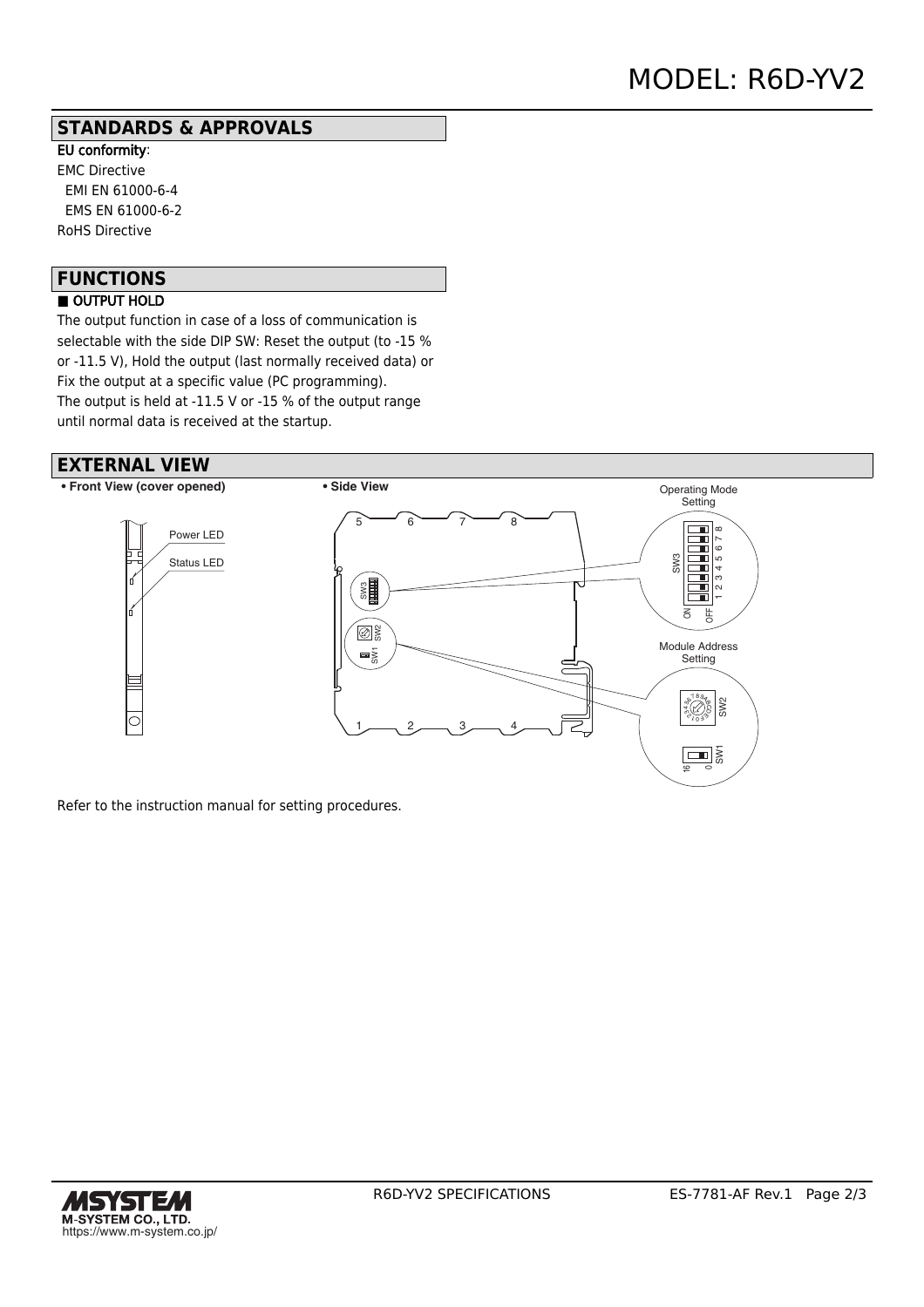## STANDARDS & APPROVALS

**EU conformity**:
EMC Directive
  EMI EN 61000-6-4
  EMS EN 61000-6-2
RoHS Directive

## FUNCTIONS

■ OUTPUT HOLD

The output function in case of a loss of communication is selectable with the side DIP SW: Reset the output (to -15 % or -11.5 V), Hold the output (last normally received data) or Fix the output at a specific value (PC programming).
The output is held at -11.5 V or -15 % of the output range until normal data is received at the startup.

## EXTERNAL VIEW

**• Front View (cover opened)**

Power LED
Status LED

**• Side View**

5 6 7 8
SW3
SW2
SW1
1 2 3 4

Operating Mode Setting
SW3
1 2 3 4 5 6 7 8
ON OFF

Module Address Setting
SW2
SW1
16 0

Refer to the instruction manual for setting procedures.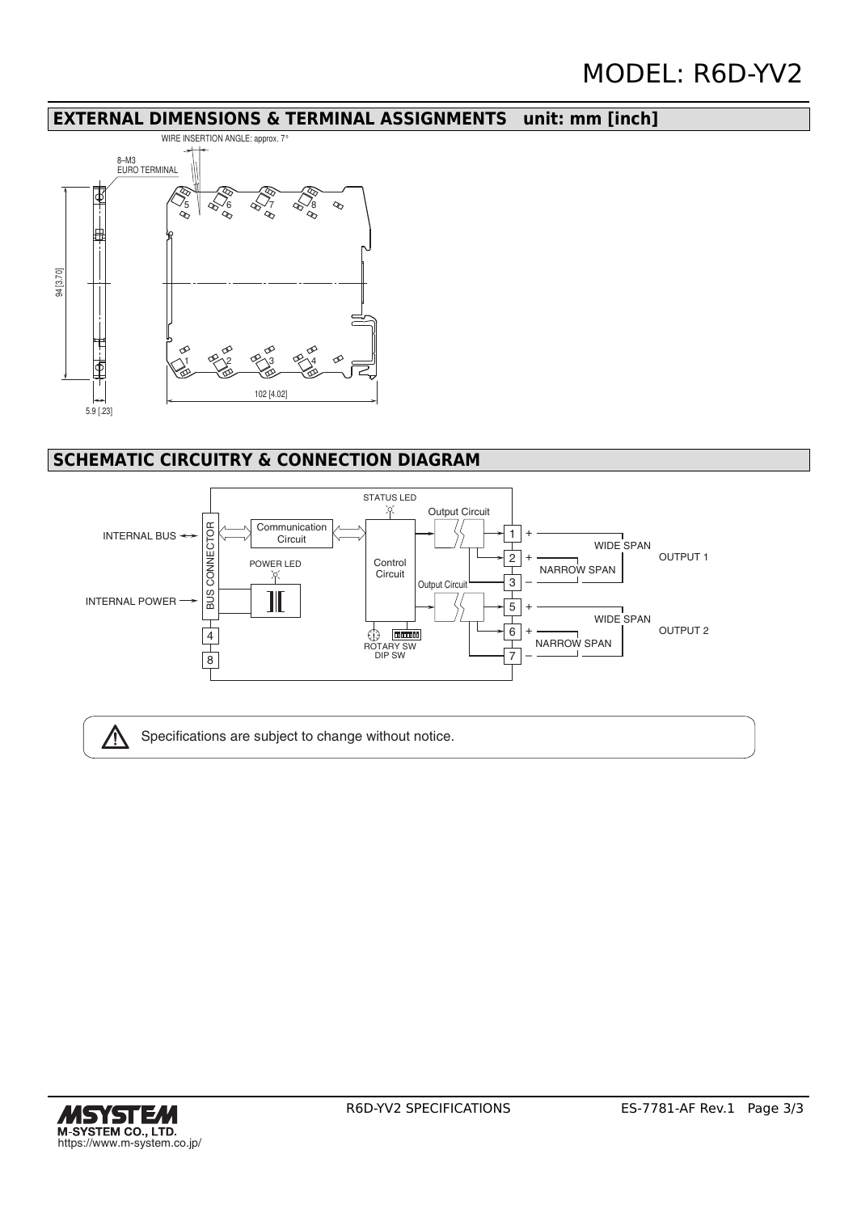# MODEL: R6D-YV2

## EXTERNAL DIMENSIONS & TERMINAL ASSIGNMENTS unit: mm [inch]

WIRE INSERTION ANGLE: approx. 7°

8–M3
EURO TERMINAL

94 [3.70]

102 [4.02]

5.9 [.23]

5 6 7 8

1 2 3 4

## SCHEMATIC CIRCUITRY & CONNECTION DIAGRAM

STATUS LED

Output Circuit

INTERNAL BUS

BUS CONNECTOR

Communication Circuit

POWER LED

Control Circuit

INTERNAL POWER

Output Circuit

ROTARY SW

DIP SW

4

8

1 +

2 +

3 –

5 +

6 +

7 –

WIDE SPAN

NARROW SPAN

OUTPUT 1

WIDE SPAN

NARROW SPAN

OUTPUT 2

⚠ Specifications are subject to change without notice.